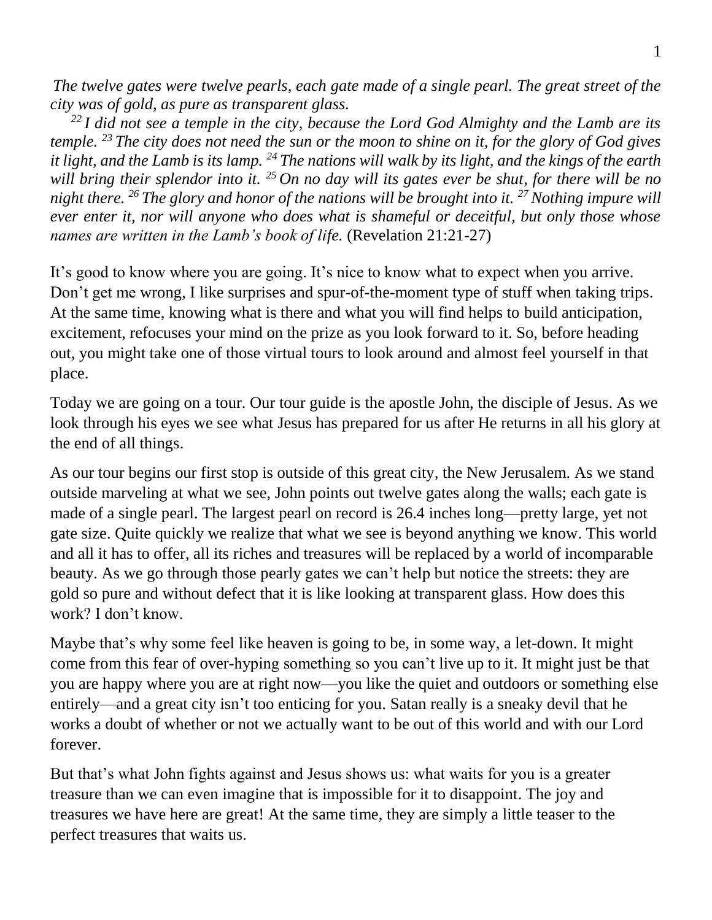*The twelve gates were twelve pearls, each gate made of a single pearl. The great street of the city was of gold, as pure as transparent glass.*

*[22] I did not see a temple in the city, because the Lord God Almighty and the Lamb are its temple. [23] The city does not need the sun or the moon to shine on it, for the glory of God gives it light, and the Lamb is its lamp. [24] The nations will walk by its light, and the kings of the earth will bring their splendor into it. [25] On no day will its gates ever be shut, for there will be no night there. [26] The glory and honor of the nations will be brought into it. [27] Nothing impure will ever enter it, nor will anyone who does what is shameful or deceitful, but only those whose names are written in the Lamb's book of life.* (Revelation 21:21-27)

It's good to know where you are going. It's nice to know what to expect when you arrive. Don't get me wrong, I like surprises and spur-of-the-moment type of stuff when taking trips. At the same time, knowing what is there and what you will find helps to build anticipation, excitement, refocuses your mind on the prize as you look forward to it. So, before heading out, you might take one of those virtual tours to look around and almost feel yourself in that place.

Today we are going on a tour. Our tour guide is the apostle John, the disciple of Jesus. As we look through his eyes we see what Jesus has prepared for us after He returns in all his glory at the end of all things.

As our tour begins our first stop is outside of this great city, the New Jerusalem. As we stand outside marveling at what we see, John points out twelve gates along the walls; each gate is made of a single pearl. The largest pearl on record is 26.4 inches long—pretty large, yet not gate size. Quite quickly we realize that what we see is beyond anything we know. This world and all it has to offer, all its riches and treasures will be replaced by a world of incomparable beauty. As we go through those pearly gates we can't help but notice the streets: they are gold so pure and without defect that it is like looking at transparent glass. How does this work? I don't know.

Maybe that's why some feel like heaven is going to be, in some way, a let-down. It might come from this fear of over-hyping something so you can't live up to it. It might just be that you are happy where you are at right now—you like the quiet and outdoors or something else entirely—and a great city isn't too enticing for you. Satan really is a sneaky devil that he works a doubt of whether or not we actually want to be out of this world and with our Lord forever.

But that's what John fights against and Jesus shows us: what waits for you is a greater treasure than we can even imagine that is impossible for it to disappoint. The joy and treasures we have here are great! At the same time, they are simply a little teaser to the perfect treasures that waits us.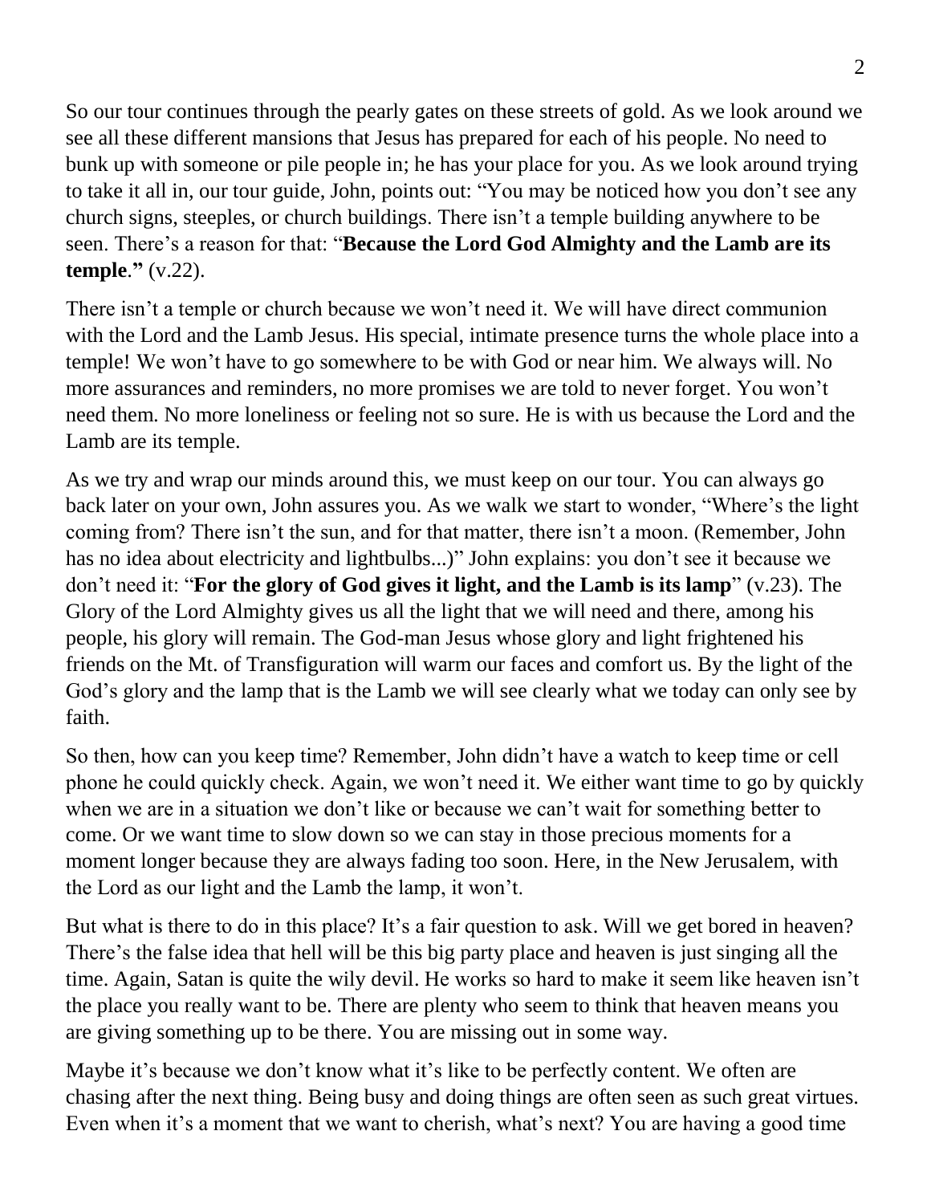So our tour continues through the pearly gates on these streets of gold. As we look around we see all these different mansions that Jesus has prepared for each of his people. No need to bunk up with someone or pile people in; he has your place for you. As we look around trying to take it all in, our tour guide, John, points out: "You may be noticed how you don't see any church signs, steeples, or church buildings. There isn't a temple building anywhere to be seen. There's a reason for that: "**Because the Lord God Almighty and the Lamb are its temple.**" (v.22).

There isn't a temple or church because we won't need it. We will have direct communion with the Lord and the Lamb Jesus. His special, intimate presence turns the whole place into a temple! We won't have to go somewhere to be with God or near him. We always will. No more assurances and reminders, no more promises we are told to never forget. You won't need them. No more loneliness or feeling not so sure. He is with us because the Lord and the Lamb are its temple.

As we try and wrap our minds around this, we must keep on our tour. You can always go back later on your own, John assures you. As we walk we start to wonder, "Where's the light coming from? There isn't the sun, and for that matter, there isn't a moon. (Remember, John has no idea about electricity and lightbulbs...)" John explains: you don't see it because we don't need it: "**For the glory of God gives it light, and the Lamb is its lamp**" (v.23). The Glory of the Lord Almighty gives us all the light that we will need and there, among his people, his glory will remain. The God-man Jesus whose glory and light frightened his friends on the Mt. of Transfiguration will warm our faces and comfort us. By the light of the God's glory and the lamp that is the Lamb we will see clearly what we today can only see by faith.

So then, how can you keep time? Remember, John didn't have a watch to keep time or cell phone he could quickly check. Again, we won't need it. We either want time to go by quickly when we are in a situation we don't like or because we can't wait for something better to come. Or we want time to slow down so we can stay in those precious moments for a moment longer because they are always fading too soon. Here, in the New Jerusalem, with the Lord as our light and the Lamb the lamp, it won't.

But what is there to do in this place? It's a fair question to ask. Will we get bored in heaven? There's the false idea that hell will be this big party place and heaven is just singing all the time. Again, Satan is quite the wily devil. He works so hard to make it seem like heaven isn't the place you really want to be. There are plenty who seem to think that heaven means you are giving something up to be there. You are missing out in some way.

Maybe it's because we don't know what it's like to be perfectly content. We often are chasing after the next thing. Being busy and doing things are often seen as such great virtues. Even when it's a moment that we want to cherish, what's next? You are having a good time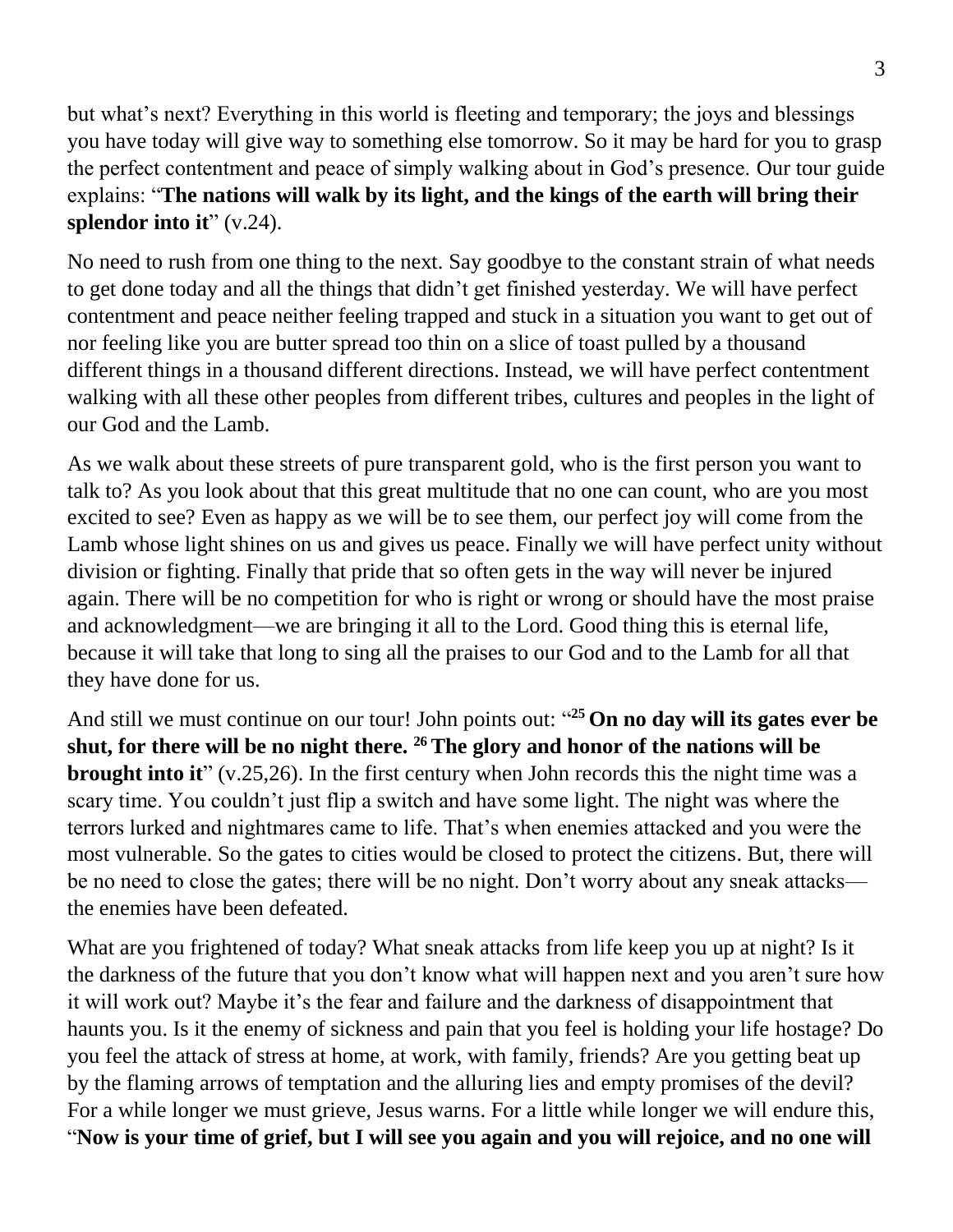but what's next? Everything in this world is fleeting and temporary; the joys and blessings you have today will give way to something else tomorrow. So it may be hard for you to grasp the perfect contentment and peace of simply walking about in God's presence. Our tour guide explains: "**The nations will walk by its light, and the kings of the earth will bring their splendor into it**" (v.24).

No need to rush from one thing to the next. Say goodbye to the constant strain of what needs to get done today and all the things that didn't get finished yesterday. We will have perfect contentment and peace neither feeling trapped and stuck in a situation you want to get out of nor feeling like you are butter spread too thin on a slice of toast pulled by a thousand different things in a thousand different directions. Instead, we will have perfect contentment walking with all these other peoples from different tribes, cultures and peoples in the light of our God and the Lamb.

As we walk about these streets of pure transparent gold, who is the first person you want to talk to? As you look about that this great multitude that no one can count, who are you most excited to see? Even as happy as we will be to see them, our perfect joy will come from the Lamb whose light shines on us and gives us peace. Finally we will have perfect unity without division or fighting. Finally that pride that so often gets in the way will never be injured again. There will be no competition for who is right or wrong or should have the most praise and acknowledgment—we are bringing it all to the Lord. Good thing this is eternal life, because it will take that long to sing all the praises to our God and to the Lamb for all that they have done for us.

And still we must continue on our tour! John points out: "**25 On no day will its gates ever be shut, for there will be no night there. 26 The glory and honor of the nations will be brought into it**" (v.25,26). In the first century when John records this the night time was a scary time. You couldn't just flip a switch and have some light. The night was where the terrors lurked and nightmares came to life. That's when enemies attacked and you were the most vulnerable. So the gates to cities would be closed to protect the citizens. But, there will be no need to close the gates; there will be no night. Don't worry about any sneak attacks—the enemies have been defeated.

What are you frightened of today? What sneak attacks from life keep you up at night? Is it the darkness of the future that you don't know what will happen next and you aren't sure how it will work out? Maybe it's the fear and failure and the darkness of disappointment that haunts you. Is it the enemy of sickness and pain that you feel is holding your life hostage? Do you feel the attack of stress at home, at work, with family, friends? Are you getting beat up by the flaming arrows of temptation and the alluring lies and empty promises of the devil? For a while longer we must grieve, Jesus warns. For a little while longer we will endure this, "**Now is your time of grief, but I will see you again and you will rejoice, and no one will**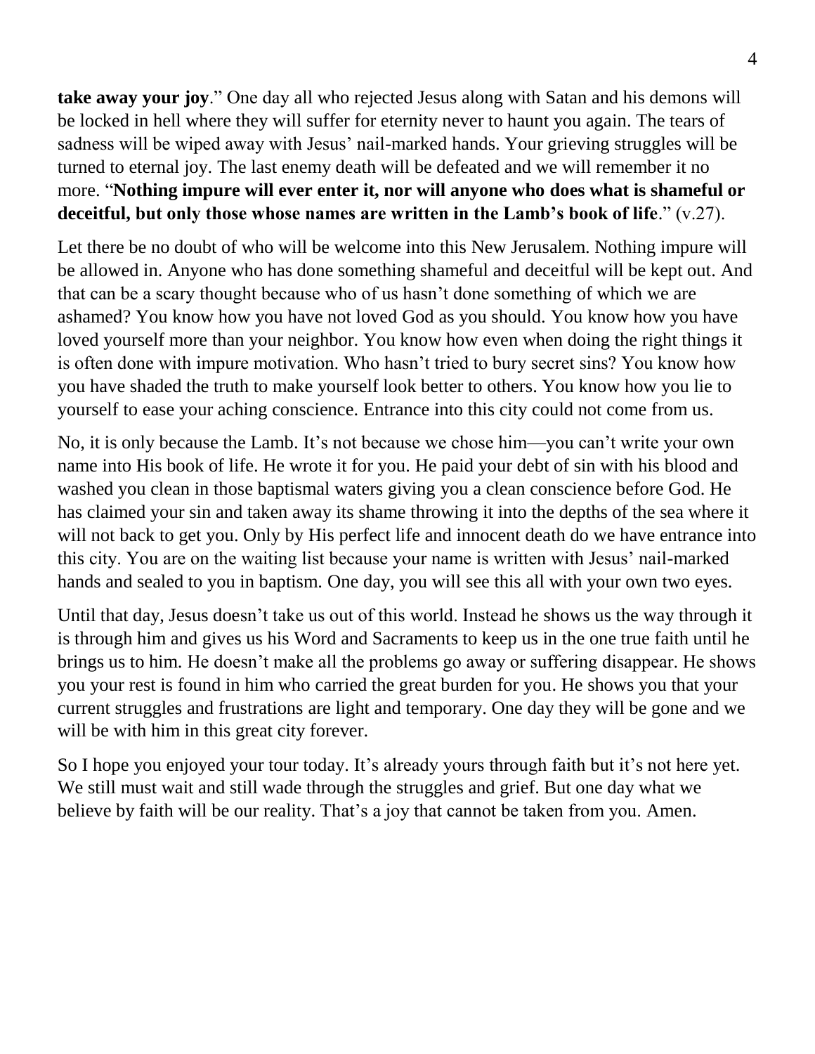**take away your joy**." One day all who rejected Jesus along with Satan and his demons will be locked in hell where they will suffer for eternity never to haunt you again. The tears of sadness will be wiped away with Jesus' nail-marked hands. Your grieving struggles will be turned to eternal joy. The last enemy death will be defeated and we will remember it no more. "**Nothing impure will ever enter it, nor will anyone who does what is shameful or deceitful, but only those whose names are written in the Lamb's book of life**." (v.27).

Let there be no doubt of who will be welcome into this New Jerusalem. Nothing impure will be allowed in. Anyone who has done something shameful and deceitful will be kept out. And that can be a scary thought because who of us hasn't done something of which we are ashamed? You know how you have not loved God as you should. You know how you have loved yourself more than your neighbor. You know how even when doing the right things it is often done with impure motivation. Who hasn't tried to bury secret sins? You know how you have shaded the truth to make yourself look better to others. You know how you lie to yourself to ease your aching conscience. Entrance into this city could not come from us.

No, it is only because the Lamb. It's not because we chose him—you can't write your own name into His book of life. He wrote it for you. He paid your debt of sin with his blood and washed you clean in those baptismal waters giving you a clean conscience before God. He has claimed your sin and taken away its shame throwing it into the depths of the sea where it will not back to get you. Only by His perfect life and innocent death do we have entrance into this city. You are on the waiting list because your name is written with Jesus' nail-marked hands and sealed to you in baptism. One day, you will see this all with your own two eyes.

Until that day, Jesus doesn't take us out of this world. Instead he shows us the way through it is through him and gives us his Word and Sacraments to keep us in the one true faith until he brings us to him. He doesn't make all the problems go away or suffering disappear. He shows you your rest is found in him who carried the great burden for you. He shows you that your current struggles and frustrations are light and temporary. One day they will be gone and we will be with him in this great city forever.

So I hope you enjoyed your tour today. It's already yours through faith but it's not here yet. We still must wait and still wade through the struggles and grief. But one day what we believe by faith will be our reality. That's a joy that cannot be taken from you. Amen.